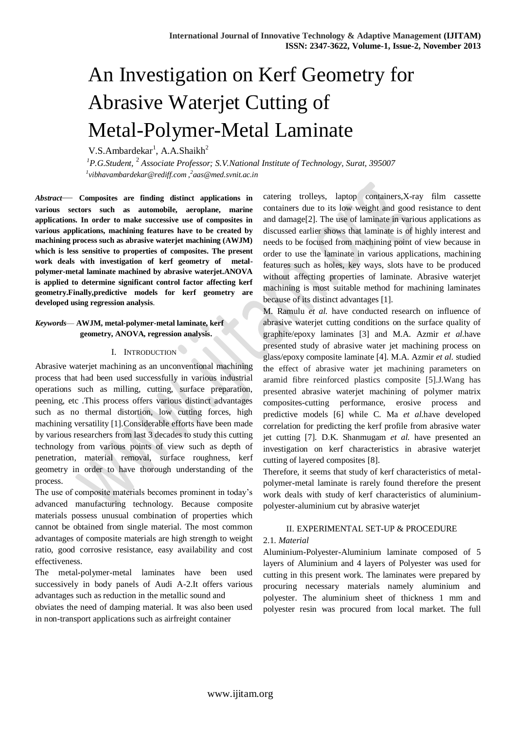# An Investigation on Kerf Geometry for Abrasive Waterjet Cutting of Metal-Polymer-Metal Laminate

V.S.Ambardekar[1], A.A.Shaikh[2]

[1]*P.G.Student,* [2] *Associate Professor; S.V.National Institute of Technology, Surat, 395007*

[1]*vibhavambardekar@rediff.com* ,[2]*aas@med.svnit.ac.in*

***Abstract*— Composites are finding distinct applications in various sectors such as automobile, aeroplane, marine applications. In order to make successive use of composites in various applications, machining features have to be created by machining process such as abrasive waterjet machining (AWJM) which is less sensitive to properties of composites. The present work deals with investigation of kerf geometry of metal-polymer-metal laminate machined by abrasive waterjet.ANOVA is applied to determine significant control factor affecting kerf geometry.Finally,predictive models for kerf geometry are developed using regression analysis**.

***Keywords*— AWJM, metal-polymer-metal laminate, kerf geometry, ANOVA, regression analysis.**

## I. Introduction

Abrasive waterjet machining as an unconventional machining process that had been used successfully in various industrial operations such as milling, cutting, surface preparation, peening, etc .This process offers various distinct advantages such as no thermal distortion, low cutting forces, high machining versatility [1].Considerable efforts have been made by various researchers from last 3 decades to study this cutting technology from various points of view such as depth of penetration, material removal, surface roughness, kerf geometry in order to have thorough understanding of the process.

The use of composite materials becomes prominent in today's advanced manufacturing technology. Because composite materials possess unusual combination of properties which cannot be obtained from single material. The most common advantages of composite materials are high strength to weight ratio, good corrosive resistance, easy availability and cost effectiveness.

The metal-polymer-metal laminates have been used successively in body panels of Audi A-2.It offers various advantages such as reduction in the metallic sound and obviates the need of damping material. It was also been used in non-transport applications such as airfreight container catering trolleys, laptop containers,X-ray film cassette containers due to its low weight and good resistance to dent and damage[2]. The use of laminate in various applications as discussed earlier shows that laminate is of highly interest and needs to be focused from machining point of view because in order to use the laminate in various applications, machining features such as holes, key ways, slots have to be produced without affecting properties of laminate. Abrasive waterjet machining is most suitable method for machining laminates because of its distinct advantages [1].

M. Ramulu *et al.* have conducted research on influence of abrasive waterjet cutting conditions on the surface quality of graphite/epoxy laminates [3] and M.A. Azmir *et al.*have presented study of abrasive water jet machining process on glass/epoxy composite laminate [4]. M.A. Azmir *et al.* studied the effect of abrasive water jet machining parameters on aramid fibre reinforced plastics composite [5].J.Wang has presented abrasive waterjet machining of polymer matrix composites-cutting performance, erosive process and predictive models [6] while C. Ma *et al.*have developed correlation for predicting the kerf profile from abrasive water jet cutting [7]. D.K. Shanmugam *et al.* have presented an investigation on kerf characteristics in abrasive waterjet cutting of layered composites [8].

Therefore, it seems that study of kerf characteristics of metal-polymer-metal laminate is rarely found therefore the present work deals with study of kerf characteristics of aluminium-polyester-aluminium cut by abrasive waterjet

## II. EXPERIMENTAL SET-UP & PROCEDURE

### 2.1. *Material*

Aluminium-Polyester-Aluminium laminate composed of 5 layers of Aluminium and 4 layers of Polyester was used for cutting in this present work. The laminates were prepared by procuring necessary materials namely aluminium and polyester. The aluminium sheet of thickness 1 mm and polyester resin was procured from local market. The full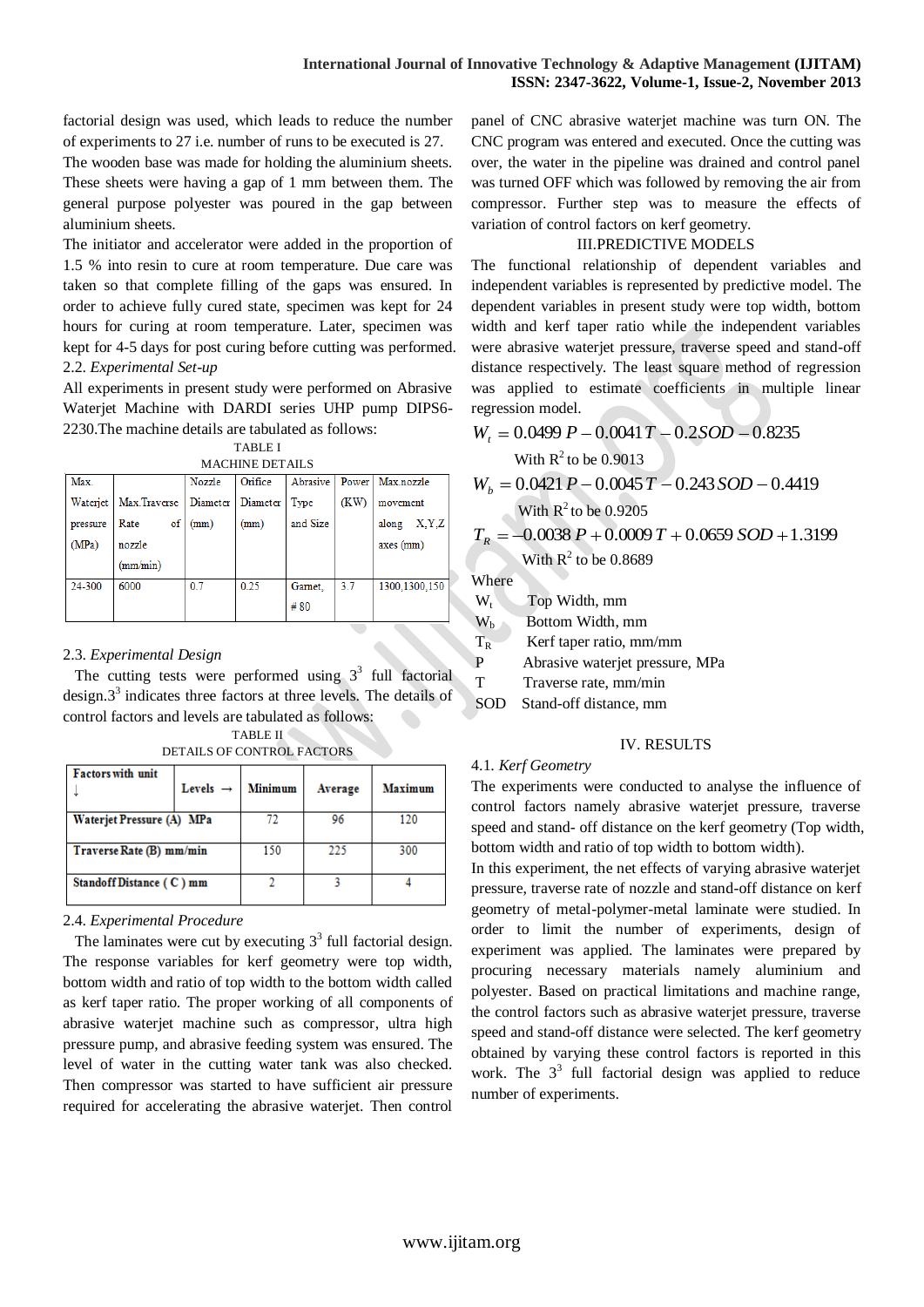factorial design was used, which leads to reduce the number of experiments to 27 i.e. number of runs to be executed is 27.

The wooden base was made for holding the aluminium sheets. These sheets were having a gap of 1 mm between them. The general purpose polyester was poured in the gap between aluminium sheets.

The initiator and accelerator were added in the proportion of 1.5 % into resin to cure at room temperature. Due care was taken so that complete filling of the gaps was ensured. In order to achieve fully cured state, specimen was kept for 24 hours for curing at room temperature. Later, specimen was kept for 4-5 days for post curing before cutting was performed.

2.2. *Experimental Set-up*

All experiments in present study were performed on Abrasive Waterjet Machine with DARDI series UHP pump DIPS6-2230.The machine details are tabulated as follows:

TABLE I

MACHINE DETAILS

| Max. Waterjet pressure (MPa) | Max.Traverse Rate of nozzle (mm/min) | Nozzle Diameter (mm) | Orifice Diameter (mm) | Abrasive Type and Size | Power (KW) | Max.nozzle movement along X,Y,Z axes (mm) |
|---|---|---|---|---|---|---|
| 24-300 | 6000 | 0.7 | 0.25 | Garnet, # 80 | 3.7 | 1300,1300,150 |

2.3. *Experimental Design*

The cutting tests were performed using $3^3$ full factorial design. $3^3$ indicates three factors at three levels. The details of control factors and levels are tabulated as follows:

TABLE II

DETAILS OF CONTROL FACTORS

| Factors with unit ↓ / Levels → | Minimum | Average | Maximum |
|---|---|---|---|
| Waterjet Pressure (A) MPa | 72 | 96 | 120 |
| Traverse Rate (B) mm/min | 150 | 225 | 300 |
| Standoff Distance ( C ) mm | 2 | 3 | 4 |

2.4. *Experimental Procedure*

The laminates were cut by executing $3^3$ full factorial design. The response variables for kerf geometry were top width, bottom width and ratio of top width to the bottom width called as kerf taper ratio. The proper working of all components of abrasive waterjet machine such as compressor, ultra high pressure pump, and abrasive feeding system was ensured. The level of water in the cutting water tank was also checked. Then compressor was started to have sufficient air pressure required for accelerating the abrasive waterjet. Then control panel of CNC abrasive waterjet machine was turn ON. The CNC program was entered and executed. Once the cutting was over, the water in the pipeline was drained and control panel was turned OFF which was followed by removing the air from compressor. Further step was to measure the effects of variation of control factors on kerf geometry.

## III.PREDICTIVE MODELS

The functional relationship of dependent variables and independent variables is represented by predictive model. The dependent variables in present study were top width, bottom width and kerf taper ratio while the independent variables were abrasive waterjet pressure, traverse speed and stand-off distance respectively. The least square method of regression was applied to estimate coefficients in multiple linear regression model.

$$W_t = 0.0499\,P - 0.0041\,T - 0.2SOD - 0.8235$$

With $R^2$ to be 0.9013

$$W_b = 0.0421\,P - 0.0045\,T - 0.243\,SOD - 0.4419$$

With $R^2$ to be 0.9205

$$T_R = -0.0038\,P + 0.0009\,T + 0.0659\,SOD + 1.3199$$

With $R^2$ to be 0.8689

Where

$W_t$ Top Width, mm

$W_b$ Bottom Width, mm

$T_R$ Kerf taper ratio, mm/mm

P Abrasive waterjet pressure, MPa

T Traverse rate, mm/min

SOD Stand-off distance, mm

## IV. RESULTS

4.1. *Kerf Geometry*

The experiments were conducted to analyse the influence of control factors namely abrasive waterjet pressure, traverse speed and stand- off distance on the kerf geometry (Top width, bottom width and ratio of top width to bottom width).

In this experiment, the net effects of varying abrasive waterjet pressure, traverse rate of nozzle and stand-off distance on kerf geometry of metal-polymer-metal laminate were studied. In order to limit the number of experiments, design of experiment was applied. The laminates were prepared by procuring necessary materials namely aluminium and polyester. Based on practical limitations and machine range, the control factors such as abrasive waterjet pressure, traverse speed and stand-off distance were selected. The kerf geometry obtained by varying these control factors is reported in this work. The $3^3$ full factorial design was applied to reduce number of experiments.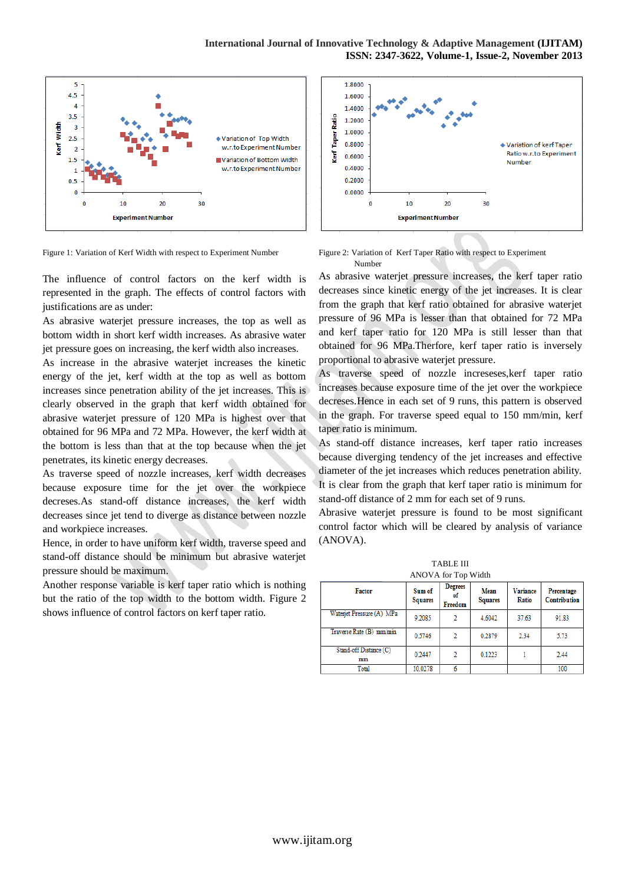Figure 1: Variation of Kerf Width with respect to Experiment Number

The influence of control factors on the kerf width is represented in the graph. The effects of control factors with justifications are as under:

As abrasive waterjet pressure increases, the top as well as bottom width in short kerf width increases. As abrasive water jet pressure goes on increasing, the kerf width also increases.

As increase in the abrasive waterjet increases the kinetic energy of the jet, kerf width at the top as well as bottom increases since penetration ability of the jet increases. This is clearly observed in the graph that kerf width obtained for abrasive waterjet pressure of 120 MPa is highest over that obtained for 96 MPa and 72 MPa. However, the kerf width at the bottom is less than that at the top because when the jet penetrates, its kinetic energy decreases.

As traverse speed of nozzle increases, kerf width decreases because exposure time for the jet over the workpiece decreses.As stand-off distance increases, the kerf width decreases since jet tend to diverge as distance between nozzle and workpiece increases.

Hence, in order to have uniform kerf width, traverse speed and stand-off distance should be minimum but abrasive waterjet pressure should be maximum.

Another response variable is kerf taper ratio which is nothing but the ratio of the top width to the bottom width. Figure 2 shows influence of control factors on kerf taper ratio.

Figure 2: Variation of Kerf Taper Ratio with respect to Experiment Number

As abrasive waterjet pressure increases, the kerf taper ratio decreases since kinetic energy of the jet increases. It is clear from the graph that kerf ratio obtained for abrasive waterjet pressure of 96 MPa is lesser than that obtained for 72 MPa and kerf taper ratio for 120 MPa is still lesser than that obtained for 96 MPa.Therfore, kerf taper ratio is inversely proportional to abrasive waterjet pressure.

As traverse speed of nozzle inceseses,kerf taper ratio increases because exposure time of the jet over the workpiece decreses.Hence in each set of 9 runs, this pattern is observed in the graph. For traverse speed equal to 150 mm/min, kerf taper ratio is minimum.

As stand-off distance increases, kerf taper ratio increases because diverging tendency of the jet increases and effective diameter of the jet increases which reduces penetration ability. It is clear from the graph that kerf taper ratio is minimum for stand-off distance of 2 mm for each set of 9 runs.

Abrasive waterjet pressure is found to be most significant control factor which will be cleared by analysis of variance (ANOVA).

TABLE III
ANOVA for Top Width

| Factor | Sum of Squares | Degrees of Freedom | Mean Squares | Variance Ratio | Percentage Contribution |
|---|---|---|---|---|---|
| Waterjet Pressure (A) MPa | 9.2085 | 2 | 4.6042 | 37.63 | 91.83 |
| Traverse Rate (B) mm/min | 0.5746 | 2 | 0.2879 | 2.34 | 5.73 |
| Stand-off Distance (C) mm | 0.2447 | 2 | 0.1223 | 1 | 2.44 |
| Total | 10.0278 | 6 | | | 100 |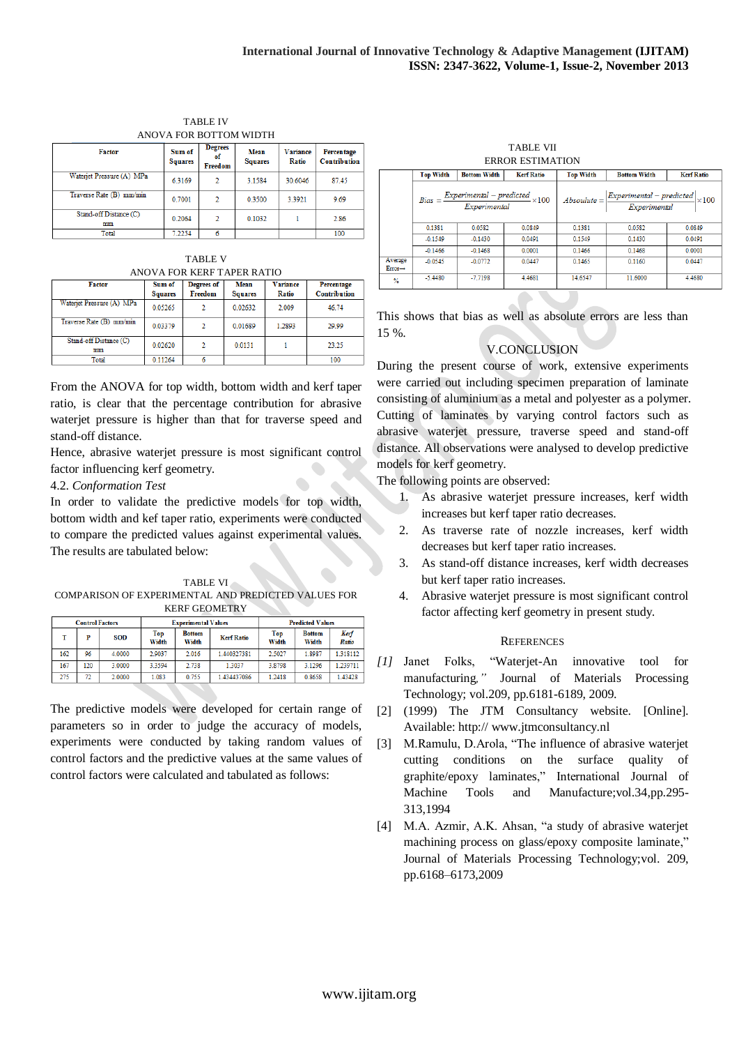TABLE IV
ANOVA FOR BOTTOM WIDTH

| Factor | Sum of Squares | Degrees of Freedom | Mean Squares | Variance Ratio | Percentage Contribution |
|---|---|---|---|---|---|
| Waterjet Pressure (A) MPa | 6.3169 | 2 | 3.1584 | 30.6046 | 87.45 |
| Traverse Rate (B) mm/min | 0.7001 | 2 | 0.3500 | 3.3921 | 9.69 |
| Stand-off Distance (C) mm | 0.2064 | 2 | 0.1032 | 1 | 2.86 |
| Total | 7.2254 | 6 | | | 100 |

TABLE V
ANOVA FOR KERF TAPER RATIO

| Factor | Sum of Squares | Degrees of Freedom | Mean Squares | Variance Ratio | Percentage Contribution |
|---|---|---|---|---|---|
| Waterjet Pressure (A) MPa | 0.05265 | 2 | 0.02632 | 2.009 | 46.74 |
| Traverse Rate (B) mm/min | 0.03379 | 2 | 0.01689 | 1.2893 | 29.99 |
| Stand-off Distance (C) mm | 0.02620 | 2 | 0.0131 | 1 | 23.25 |
| Total | 0.11264 | 6 | | | 100 |

From the ANOVA for top width, bottom width and kerf taper ratio, is clear that the percentage contribution for abrasive waterjet pressure is higher than that for traverse speed and stand-off distance.

Hence, abrasive waterjet pressure is most significant control factor influencing kerf geometry.

4.2. *Conformation Test*

In order to validate the predictive models for top width, bottom width and kef taper ratio, experiments were conducted to compare the predicted values against experimental values. The results are tabulated below:

TABLE VI
COMPARISON OF EXPERIMENTAL AND PREDICTED VALUES FOR KERF GEOMETRY

| Control Factors | | | Experimental Values | | | Predicted Values | | |
|---|---|---|---|---|---|---|---|---|
| T | P | SOD | Top Width | Bottom Width | Kerf Ratio | Top Width | Bottom Width | *Kerf Ratio* |
| 162 | 96 | 4.0000 | 2.9037 | 2.016 | 1.440327381 | 2.5027 | 1.8987 | 1.318112 |
| 167 | 120 | 3.0000 | 3.3594 | 2.738 | 1.3037 | 3.8798 | 3.1296 | 1.239711 |
| 275 | 72 | 2.0000 | 1.083 | 0.755 | 1.434437086 | 1.2418 | 0.8658 | 1.43428 |

The predictive models were developed for certain range of parameters so in order to judge the accuracy of models, experiments were conducted by taking random values of control factors and the predictive values at the same values of control factors were calculated and tabulated as follows:

TABLE VII
ERROR ESTIMATION

| | Top Width | Bottom Width | Kerf Ratio | Top Width | Bottom Width | Kerf Ratio |
|---|---|---|---|---|---|---|
| | $Bias = \frac{Experimental - predicted}{Experimental} \times 100$ | | | $Absoulute = \left\lvert \frac{Experimental - predicted}{Experimental} \right\rvert \times 100$ | | |
| | 0.1381 | 0.0582 | 0.0849 | 0.1381 | 0.0582 | 0.0849 |
| | -0.1549 | -0.1430 | 0.0491 | 0.1549 | 0.1430 | 0.0491 |
| | -0.1466 | -0.1468 | 0.0001 | 0.1466 | 0.1468 | 0.0001 |
| Average Error→ | -0.0545 | -0.0772 | 0.0447 | 0.1465 | 0.1160 | 0.0447 |
| % | -5.4480 | -7.7198 | 4.4681 | 14.6547 | 11.6000 | 4.4680 |

This shows that bias as well as absolute errors are less than 15 %.

## V.CONCLUSION

During the present course of work, extensive experiments were carried out including specimen preparation of laminate consisting of aluminium as a metal and polyester as a polymer. Cutting of laminates by varying control factors such as abrasive waterjet pressure, traverse speed and stand-off distance. All observations were analysed to develop predictive models for kerf geometry.

The following points are observed:

1. As abrasive waterjet pressure increases, kerf width increases but kerf taper ratio decreases.
2. As traverse rate of nozzle increases, kerf width decreases but kerf taper ratio increases.
3. As stand-off distance increases, kerf width decreases but kerf taper ratio increases.
4. Abrasive waterjet pressure is most significant control factor affecting kerf geometry in present study.

## REFERENCES

*[1]* Janet Folks, "Waterjet-An innovative tool for manufacturing*,"* Journal of Materials Processing Technology; vol.209, pp.6181-6189, 2009.

[2] (1999) The JTM Consultancy website. [Online]. Available: http:// www.jtmconsultancy.nl

[3] M.Ramulu, D.Arola, "The influence of abrasive waterjet cutting conditions on the surface quality of graphite/epoxy laminates," International Journal of Machine Tools and Manufacture;vol.34,pp.295-313,1994

[4] M.A. Azmir, A.K. Ahsan, "a study of abrasive waterjet machining process on glass/epoxy composite laminate," Journal of Materials Processing Technology;vol. 209, pp.6168–6173,2009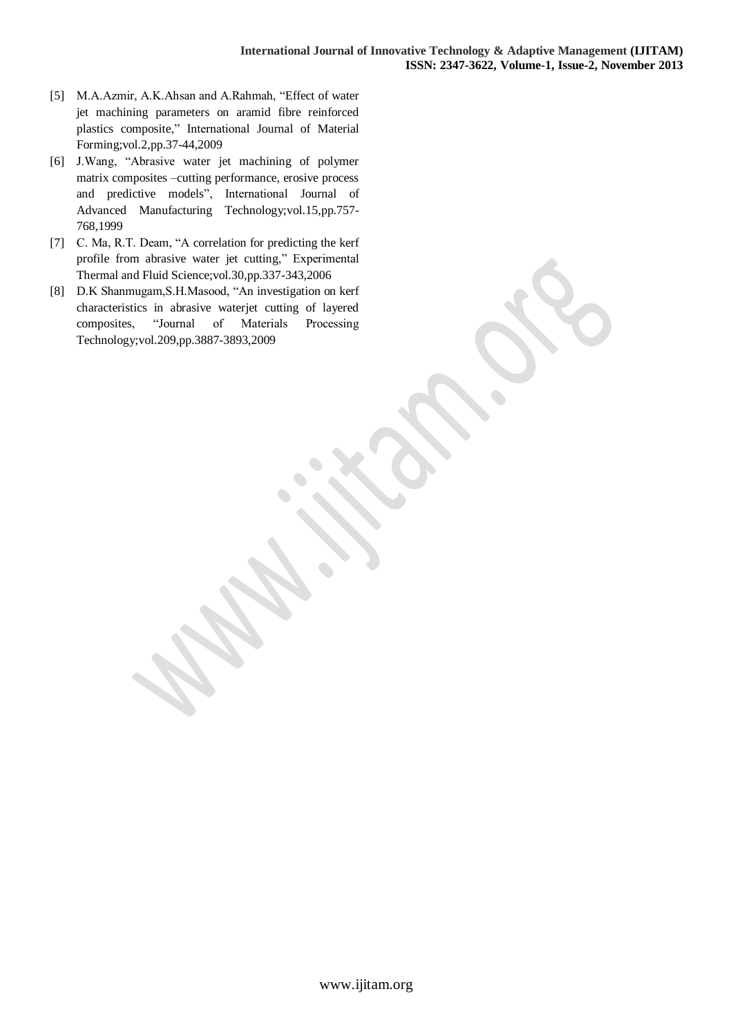[5] M.A.Azmir, A.K.Ahsan and A.Rahmah, "Effect of water jet machining parameters on aramid fibre reinforced plastics composite," International Journal of Material Forming;vol.2,pp.37-44,2009

[6] J.Wang, "Abrasive water jet machining of polymer matrix composites –cutting performance, erosive process and predictive models", International Journal of Advanced Manufacturing Technology;vol.15,pp.757-768,1999

[7] C. Ma, R.T. Deam, "A correlation for predicting the kerf profile from abrasive water jet cutting," Experimental Thermal and Fluid Science;vol.30,pp.337-343,2006

[8] D.K Shanmugam,S.H.Masood, "An investigation on kerf characteristics in abrasive waterjet cutting of layered composites, "Journal of Materials Processing Technology;vol.209,pp.3887-3893,2009